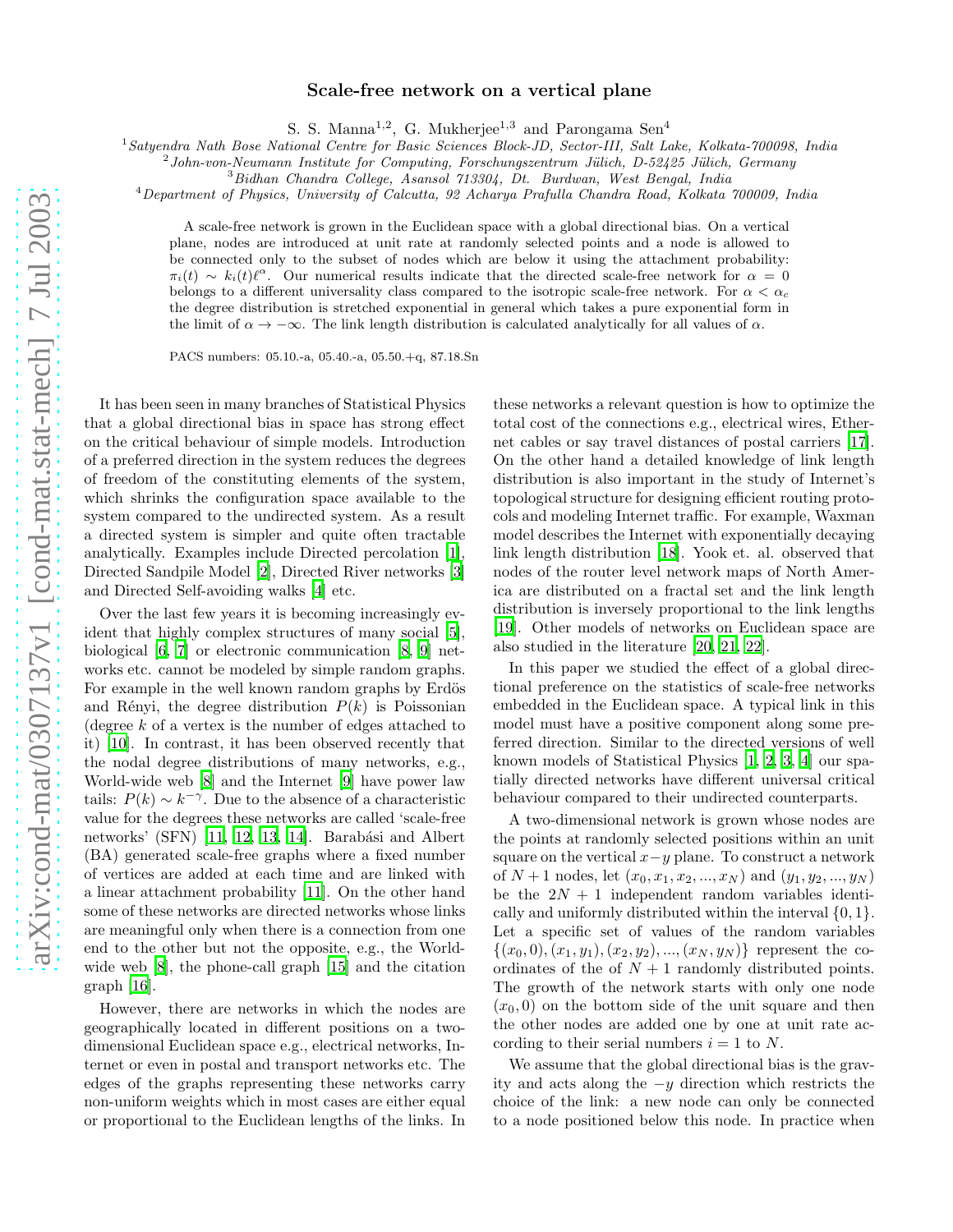# Scale-free network on a vertical plane

S. S. Manna[1,2], G. Mukherjee[1,3] and Parongama Sen[4]

[1] *Satyendra Nath Bose National Centre for Basic Sciences Block-JD, Sector-III, Salt Lake, Kolkata-700098, India*
[2] *John-von-Neumann Institute for Computing, Forschungszentrum Jülich, D-52425 Jülich, Germany*
[3] *Bidhan Chandra College, Asansol 713304, Dt. Burdwan, West Bengal, India*
[4] *Department of Physics, University of Calcutta, 92 Acharya Prafulla Chandra Road, Kolkata 700009, India*

A scale-free network is grown in the Euclidean space with a global directional bias. On a vertical plane, nodes are introduced at unit rate at randomly selected points and a node is allowed to be connected only to the subset of nodes which are below it using the attachment probability: $\pi_i(t) \sim k_i(t)\ell^\alpha$. Our numerical results indicate that the directed scale-free network for $\alpha = 0$ belongs to a different universality class compared to the isotropic scale-free network. For $\alpha < \alpha_c$ the degree distribution is stretched exponential in general which takes a pure exponential form in the limit of $\alpha \to -\infty$. The link length distribution is calculated analytically for all values of $\alpha$.

PACS numbers: 05.10.-a, 05.40.-a, 05.50.+q, 87.18.Sn

It has been seen in many branches of Statistical Physics that a global directional bias in space has strong effect on the critical behaviour of simple models. Introduction of a preferred direction in the system reduces the degrees of freedom of the constituting elements of the system, which shrinks the configuration space available to the system compared to the undirected system. As a result a directed system is simpler and quite often tractable analytically. Examples include Directed percolation [1], Directed Sandpile Model [2], Directed River networks [3] and Directed Self-avoiding walks [4] etc.

Over the last few years it is becoming increasingly evident that highly complex structures of many social [5], biological [6, 7] or electronic communication [8, 9] networks etc. cannot be modeled by simple random graphs. For example in the well known random graphs by Erdös and Rényi, the degree distribution $P(k)$ is Poissonian (degree $k$ of a vertex is the number of edges attached to it) [10]. In contrast, it has been observed recently that the nodal degree distributions of many networks, e.g., World-wide web [8] and the Internet [9] have power law tails: $P(k) \sim k^{-\gamma}$. Due to the absence of a characteristic value for the degrees these networks are called 'scale-free networks' (SFN) [11, 12, 13, 14]. Barabási and Albert (BA) generated scale-free graphs where a fixed number of vertices are added at each time and are linked with a linear attachment probability [11]. On the other hand some of these networks are directed networks whose links are meaningful only when there is a connection from one end to the other but not the opposite, e.g., the World-wide web [8], the phone-call graph [15] and the citation graph [16].

However, there are networks in which the nodes are geographically located in different positions on a two-dimensional Euclidean space e.g., electrical networks, Internet or even in postal and transport networks etc. The edges of the graphs representing these networks carry non-uniform weights which in most cases are either equal or proportional to the Euclidean lengths of the links. In these networks a relevant question is how to optimize the total cost of the connections e.g., electrical wires, Ethernet cables or say travel distances of postal carriers [17]. On the other hand a detailed knowledge of link length distribution is also important in the study of Internet's topological structure for designing efficient routing protocols and modeling Internet traffic. For example, Waxman model describes the Internet with exponentially decaying link length distribution [18]. Yook et. al. observed that nodes of the router level network maps of North America are distributed on a fractal set and the link length distribution is inversely proportional to the link lengths [19]. Other models of networks on Euclidean space are also studied in the literature [20, 21, 22].

In this paper we studied the effect of a global directional preference on the statistics of scale-free networks embedded in the Euclidean space. A typical link in this model must have a positive component along some preferred direction. Similar to the directed versions of well known models of Statistical Physics [1, 2, 3, 4] our spatially directed networks have different universal critical behaviour compared to their undirected counterparts.

A two-dimensional network is grown whose nodes are the points at randomly selected positions within an unit square on the vertical $x-y$ plane. To construct a network of $N+1$ nodes, let $(x_0, x_1, x_2, ..., x_N)$ and $(y_1, y_2, ..., y_N)$ be the $2N+1$ independent random variables identically and uniformly distributed within the interval $\{0, 1\}$. Let a specific set of values of the random variables $\{(x_0, 0), (x_1, y_1), (x_2, y_2), ..., (x_N, y_N)\}$ represent the coordinates of the of $N+1$ randomly distributed points. The growth of the network starts with only one node $(x_0, 0)$ on the bottom side of the unit square and then the other nodes are added one by one at unit rate according to their serial numbers $i = 1$ to $N$.

We assume that the global directional bias is the gravity and acts along the $-y$ direction which restricts the choice of the link: a new node can only be connected to a node positioned below this node. In practice when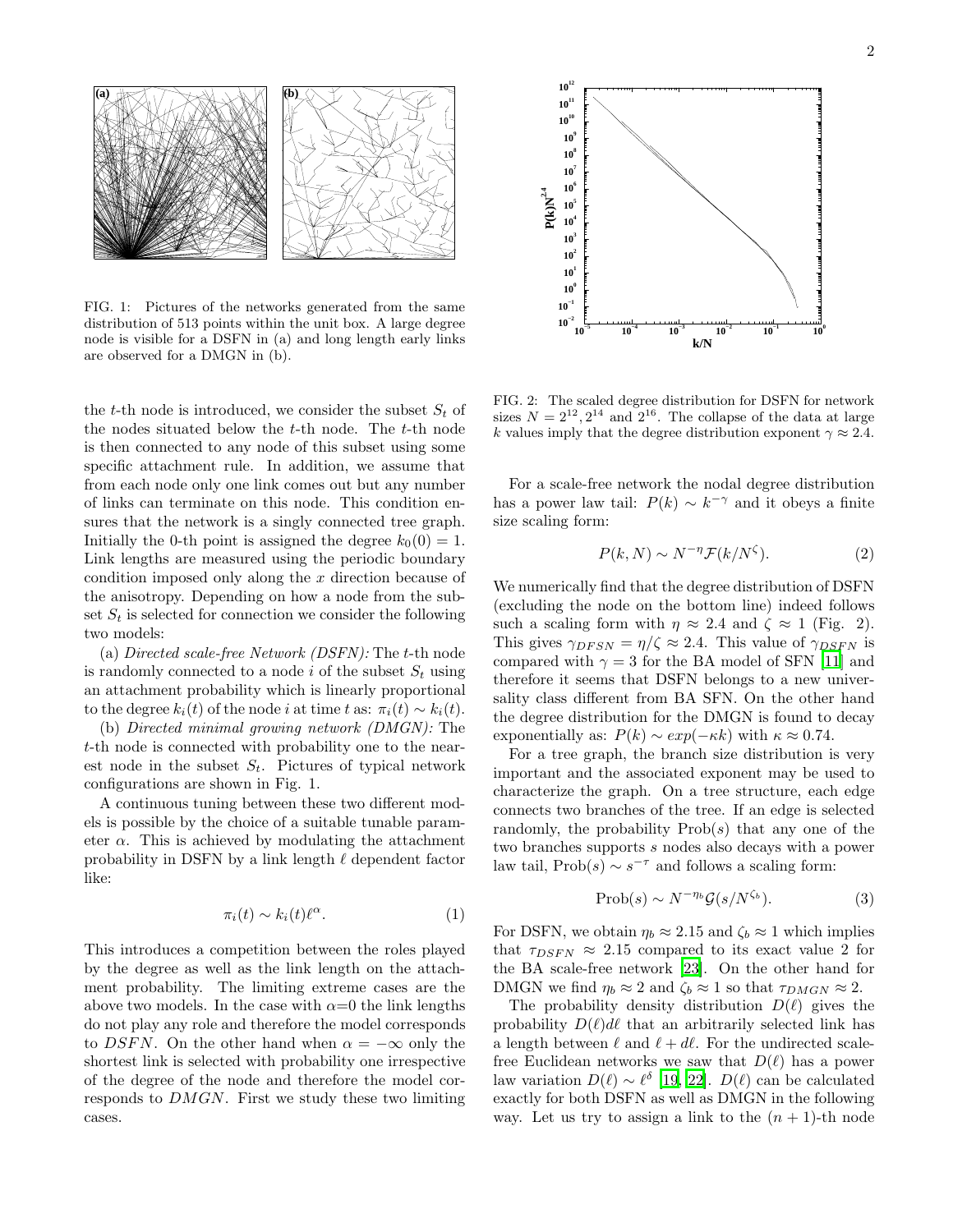FIG. 1: Pictures of the networks generated from the same distribution of 513 points within the unit box. A large degree node is visible for a DSFN in (a) and long length early links are observed for a DMGN in (b).

the $t$-th node is introduced, we consider the subset $S_t$ of the nodes situated below the $t$-th node. The $t$-th node is then connected to any node of this subset using some specific attachment rule. In addition, we assume that from each node only one link comes out but any number of links can terminate on this node. This condition ensures that the network is a singly connected tree graph. Initially the 0-th point is assigned the degree $k_0(0) = 1$. Link lengths are measured using the periodic boundary condition imposed only along the $x$ direction because of the anisotropy. Depending on how a node from the subset $S_t$ is selected for connection we consider the following two models:

(a) *Directed scale-free Network (DSFN):* The $t$-th node is randomly connected to a node $i$ of the subset $S_t$ using an attachment probability which is linearly proportional to the degree $k_i(t)$ of the node $i$ at time $t$ as: $\pi_i(t) \sim k_i(t)$.

(b) *Directed minimal growing network (DMGN):* The $t$-th node is connected with probability one to the nearest node in the subset $S_t$. Pictures of typical network configurations are shown in Fig. 1.

A continuous tuning between these two different models is possible by the choice of a suitable tunable parameter $\alpha$. This is achieved by modulating the attachment probability in DSFN by a link length $\ell$ dependent factor like:

$$\pi_i(t) \sim k_i(t)\ell^{\alpha}. \tag{1}$$

This introduces a competition between the roles played by the degree as well as the link length on the attachment probability. The limiting extreme cases are the above two models. In the case with $\alpha$=0 the link lengths do not play any role and therefore the model corresponds to *DSFN*. On the other hand when $\alpha = -\infty$ only the shortest link is selected with probability one irrespective of the degree of the node and therefore the model corresponds to *DMGN*. First we study these two limiting cases.

FIG. 2: The scaled degree distribution for DSFN for network sizes $N = 2^{12}, 2^{14}$ and $2^{16}$. The collapse of the data at large $k$ values imply that the degree distribution exponent $\gamma \approx 2.4$.

For a scale-free network the nodal degree distribution has a power law tail: $P(k) \sim k^{-\gamma}$ and it obeys a finite size scaling form:

$$P(k, N) \sim N^{-\eta}\mathcal{F}(k/N^{\zeta}). \tag{2}$$

We numerically find that the degree distribution of DSFN (excluding the node on the bottom line) indeed follows such a scaling form with $\eta \approx 2.4$ and $\zeta \approx 1$ (Fig. 2). This gives $\gamma_{DFSN} = \eta/\zeta \approx 2.4$. This value of $\gamma_{DSFN}$ is compared with $\gamma = 3$ for the BA model of SFN [11] and therefore it seems that DSFN belongs to a new universality class different from BA SFN. On the other hand the degree distribution for the DMGN is found to decay exponentially as: $P(k) \sim exp(-\kappa k)$ with $\kappa \approx 0.74$.

For a tree graph, the branch size distribution is very important and the associated exponent may be used to characterize the graph. On a tree structure, each edge connects two branches of the tree. If an edge is selected randomly, the probability Prob($s$) that any one of the two branches supports $s$ nodes also decays with a power law tail, $\text{Prob}(s) \sim s^{-\tau}$ and follows a scaling form:

$$\text{Prob}(s) \sim N^{-\eta_b}\mathcal{G}(s/N^{\zeta_b}). \tag{3}$$

For DSFN, we obtain $\eta_b \approx 2.15$ and $\zeta_b \approx 1$ which implies that $\tau_{DSFN} \approx 2.15$ compared to its exact value 2 for the BA scale-free network [23]. On the other hand for DMGN we find $\eta_b \approx 2$ and $\zeta_b \approx 1$ so that $\tau_{DMGN} \approx 2$.

The probability density distribution $D(\ell)$ gives the probability $D(\ell)d\ell$ that an arbitrarily selected link has a length between $\ell$ and $\ell + d\ell$. For the undirected scale-free Euclidean networks we saw that $D(\ell)$ has a power law variation $D(\ell) \sim \ell^{\delta}$ [19, 22]. $D(\ell)$ can be calculated exactly for both DSFN as well as DMGN in the following way. Let us try to assign a link to the $(n+1)$-th node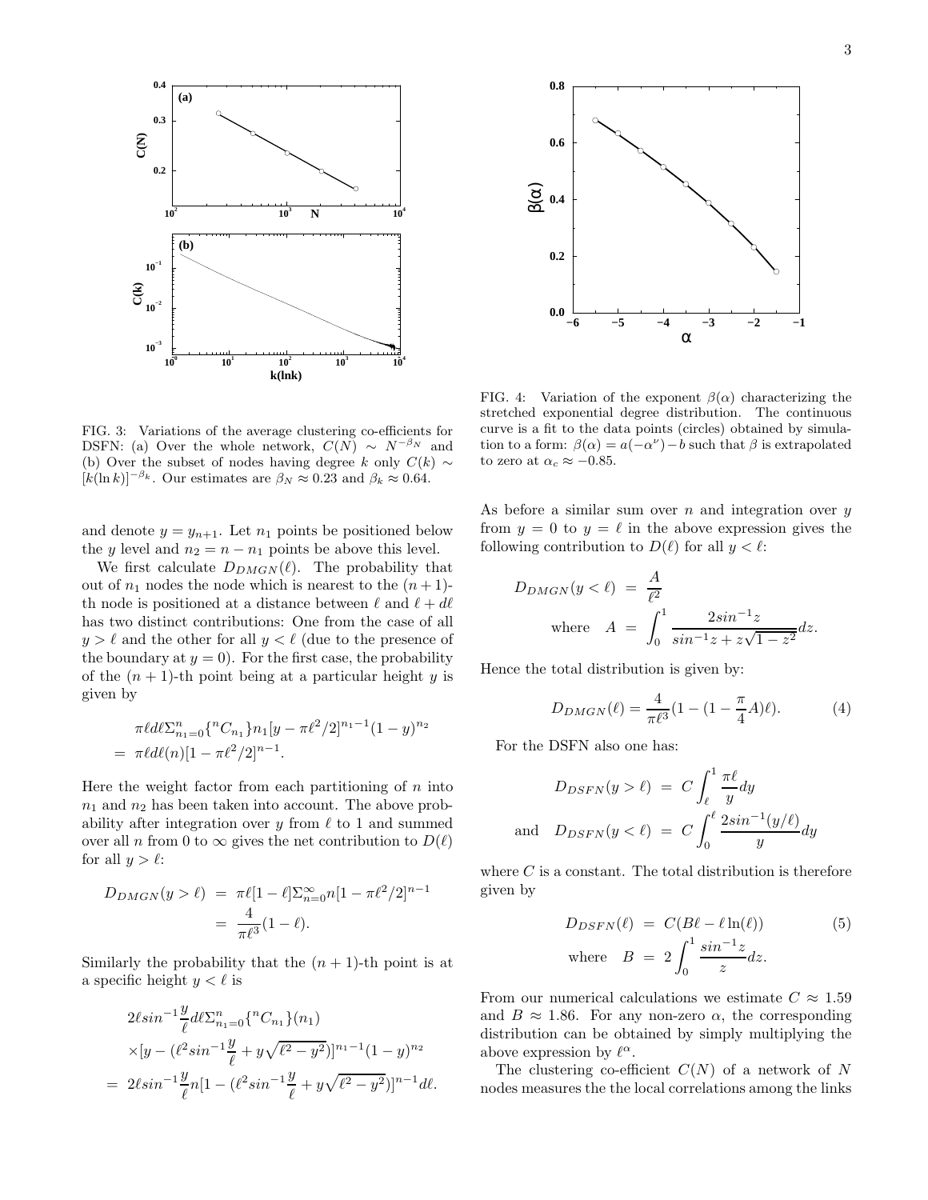FIG. 3: Variations of the average clustering co-efficients for DSFN: (a) Over the whole network, $C(N) \sim N^{-\beta_N}$ and (b) Over the subset of nodes having degree $k$ only $C(k) \sim [k(\ln k)]^{-\beta_k}$. Our estimates are $\beta_N \approx 0.23$ and $\beta_k \approx 0.64$.

FIG. 4: Variation of the exponent $\beta(\alpha)$ characterizing the stretched exponential degree distribution. The continuous curve is a fit to the data points (circles) obtained by simulation to a form: $\beta(\alpha) = a(-\alpha^{\nu}) - b$ such that $\beta$ is extrapolated to zero at $\alpha_c \approx -0.85$.

and denote $y = y_{n+1}$. Let $n_1$ points be positioned below the $y$ level and $n_2 = n - n_1$ points be above this level.

We first calculate $D_{DMGN}(\ell)$. The probability that out of $n_1$ nodes the node which is nearest to the $(n+1)$-th node is positioned at a distance between $\ell$ and $\ell + d\ell$ has two distinct contributions: One from the case of all $y > \ell$ and the other for all $y < \ell$ (due to the presence of the boundary at $y = 0$). For the first case, the probability of the $(n+1)$-th point being at a particular height $y$ is given by

$$
\begin{aligned}
&\pi \ell d\ell \Sigma_{n_1=0}^{n} \{^{n}C_{n_1}\} n_1 [y - \pi \ell^2/2]^{n_1 - 1}(1-y)^{n_2} \\
&= \pi \ell d\ell (n) [1 - \pi \ell^2/2]^{n-1}.
\end{aligned}
$$

Here the weight factor from each partitioning of $n$ into $n_1$ and $n_2$ has been taken into account. The above probability after integration over $y$ from $\ell$ to 1 and summed over all $n$ from 0 to $\infty$ gives the net contribution to $D(\ell)$ for all $y > \ell$:

$$
\begin{aligned}
D_{DMGN}(y > \ell) &= \pi \ell [1 - \ell] \Sigma_{n=0}^{\infty} n [1 - \pi \ell^2/2]^{n-1} \\
&= \frac{4}{\pi \ell^3}(1 - \ell).
\end{aligned}
$$

Similarly the probability that the $(n+1)$-th point is at a specific height $y < \ell$ is

$$
\begin{aligned}
&2\ell sin^{-1}\frac{y}{\ell} d\ell \Sigma_{n_1=0}^{n} \{^{n}C_{n_1}\}(n_1) \\
&\times [y - (\ell^2 sin^{-1}\frac{y}{\ell} + y\sqrt{\ell^2 - y^2})]^{n_1 - 1}(1-y)^{n_2} \\
&= 2\ell sin^{-1}\frac{y}{\ell} n [1 - (\ell^2 sin^{-1}\frac{y}{\ell} + y\sqrt{\ell^2 - y^2})]^{n-1} d\ell.
\end{aligned}
$$

As before a similar sum over $n$ and integration over $y$ from $y = 0$ to $y = \ell$ in the above expression gives the following contribution to $D(\ell)$ for all $y < \ell$:

$$
\begin{aligned}
D_{DMGN}(y < \ell) &= \frac{A}{\ell^2} \\
\text{where} \quad A &= \int_0^1 \frac{2sin^{-1}z}{sin^{-1}z + z\sqrt{1 - z^2}} dz.
\end{aligned}
$$

Hence the total distribution is given by:

$$
D_{DMGN}(\ell) = \frac{4}{\pi \ell^3}(1 - (1 - \frac{\pi}{4}A)\ell). \tag{4}
$$

For the DSFN also one has:

$$
\begin{aligned}
D_{DSFN}(y > \ell) &= C \int_{\ell}^{1} \frac{\pi \ell}{y} dy \\
\text{and} \quad D_{DSFN}(y < \ell) &= C \int_0^{\ell} \frac{2sin^{-1}(y/\ell)}{y} dy
\end{aligned}
$$

where $C$ is a constant. The total distribution is therefore given by

$$
\begin{aligned}
D_{DSFN}(\ell) &= C(B\ell - \ell \ln(\ell)) \\
\text{where} \quad B &= 2\int_0^1 \frac{sin^{-1}z}{z} dz.
\end{aligned} \tag{5}
$$

From our numerical calculations we estimate $C \approx 1.59$ and $B \approx 1.86$. For any non-zero $\alpha$, the corresponding distribution can be obtained by simply multiplying the above expression by $\ell^{\alpha}$.

The clustering co-efficient $C(N)$ of a network of $N$ nodes measures the the local correlations among the links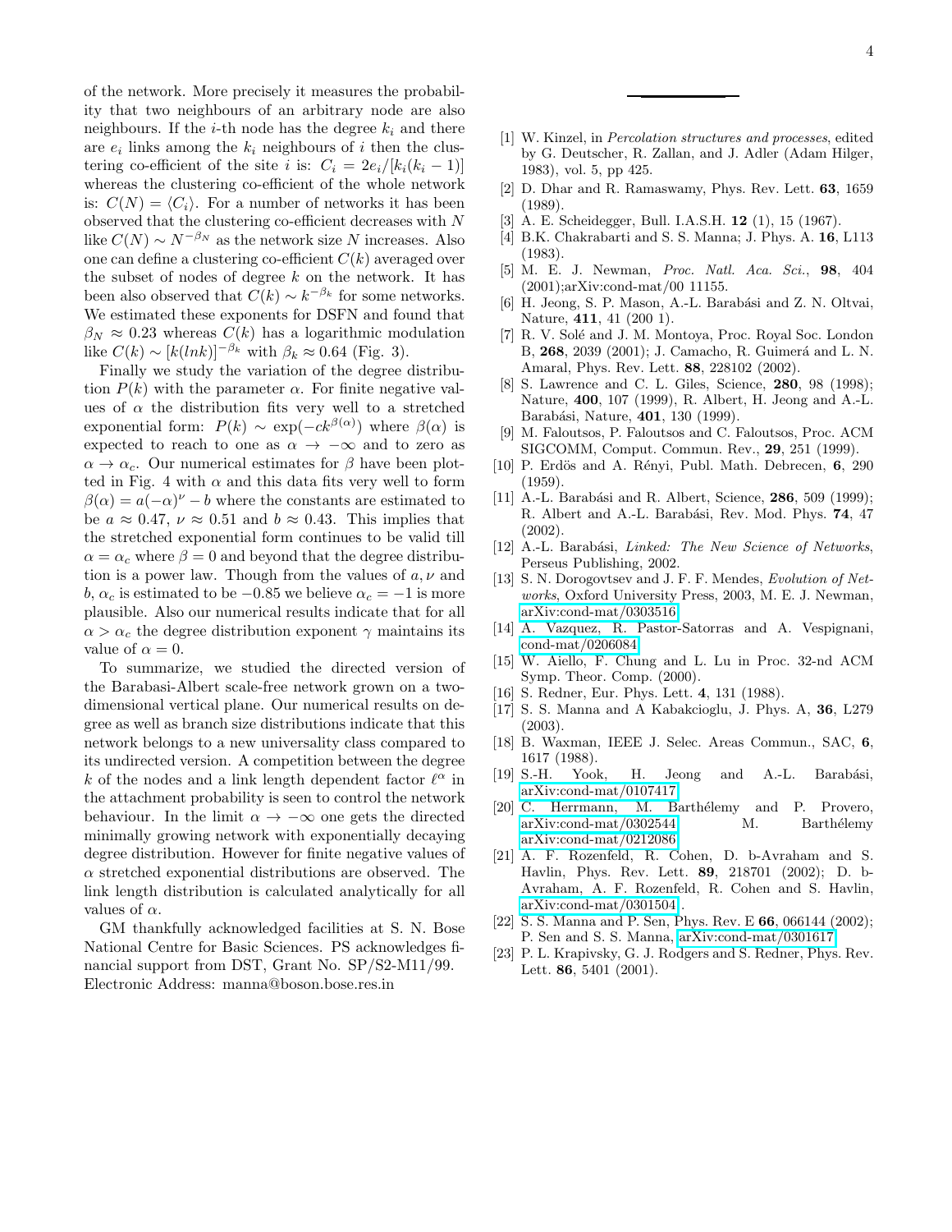of the network. More precisely it measures the probability that two neighbours of an arbitrary node are also neighbours. If the $i$-th node has the degree $k_i$ and there are $e_i$ links among the $k_i$ neighbours of $i$ then the clustering co-efficient of the site $i$ is: $C_i = 2e_i/[k_i(k_i - 1)]$ whereas the clustering co-efficient of the whole network is: $C(N) = \langle C_i \rangle$. For a number of networks it has been observed that the clustering co-efficient decreases with $N$ like $C(N) \sim N^{-\beta_N}$ as the network size $N$ increases. Also one can define a clustering co-efficient $C(k)$ averaged over the subset of nodes of degree $k$ on the network. It has been also observed that $C(k) \sim k^{-\beta_k}$ for some networks. We estimated these exponents for DSFN and found that $\beta_N \approx 0.23$ whereas $C(k)$ has a logarithmic modulation like $C(k) \sim [k(lnk)]^{-\beta_k}$ with $\beta_k \approx 0.64$ (Fig. 3).

Finally we study the variation of the degree distribution $P(k)$ with the parameter $\alpha$. For finite negative values of $\alpha$ the distribution fits very well to a stretched exponential form: $P(k) \sim \exp(-ck^{\beta(\alpha)})$ where $\beta(\alpha)$ is expected to reach to one as $\alpha \to -\infty$ and to zero as $\alpha \to \alpha_c$. Our numerical estimates for $\beta$ have been plotted in Fig. 4 with $\alpha$ and this data fits very well to form $\beta(\alpha) = a(-\alpha)^\nu - b$ where the constants are estimated to be $a \approx 0.47$, $\nu \approx 0.51$ and $b \approx 0.43$. This implies that the stretched exponential form continues to be valid till $\alpha = \alpha_c$ where $\beta = 0$ and beyond that the degree distribution is a power law. Though from the values of $a, \nu$ and $b$, $\alpha_c$ is estimated to be $-0.85$ we believe $\alpha_c = -1$ is more plausible. Also our numerical results indicate that for all $\alpha > \alpha_c$ the degree distribution exponent $\gamma$ maintains its value of $\alpha = 0$.

To summarize, we studied the directed version of the Barabasi-Albert scale-free network grown on a two-dimensional vertical plane. Our numerical results on degree as well as branch size distributions indicate that this network belongs to a new universality class compared to its undirected version. A competition between the degree $k$ of the nodes and a link length dependent factor $\ell^\alpha$ in the attachment probability is seen to control the network behaviour. In the limit $\alpha \to -\infty$ one gets the directed minimally growing network with exponentially decaying degree distribution. However for finite negative values of $\alpha$ stretched exponential distributions are observed. The link length distribution is calculated analytically for all values of $\alpha$.

GM thankfully acknowledged facilities at S. N. Bose National Centre for Basic Sciences. PS acknowledges financial support from DST, Grant No. SP/S2-M11/99.
Electronic Address: manna@boson.bose.res.in

---

[1] W. Kinzel, in *Percolation structures and processes*, edited by G. Deutscher, R. Zallan, and J. Adler (Adam Hilger, 1983), vol. 5, pp 425.

[2] D. Dhar and R. Ramaswamy, Phys. Rev. Lett. **63**, 1659 (1989).

[3] A. E. Scheidegger, Bull. I.A.S.H. **12** (1), 15 (1967).

[4] B.K. Chakrabarti and S. S. Manna; J. Phys. A. **16**, L113 (1983).

[5] M. E. J. Newman, *Proc. Natl. Aca. Sci.*, **98**, 404 (2001);arXiv:cond-mat/00 11155.

[6] H. Jeong, S. P. Mason, A.-L. Barabási and Z. N. Oltvai, Nature, **411**, 41 (200 1).

[7] R. V. Solé and J. M. Montoya, Proc. Royal Soc. London B, **268**, 2039 (2001); J. Camacho, R. Guimerá and L. N. Amaral, Phys. Rev. Lett. **88**, 228102 (2002).

[8] S. Lawrence and C. L. Giles, Science, **280**, 98 (1998); Nature, **400**, 107 (1999), R. Albert, H. Jeong and A.-L. Barabási, Nature, **401**, 130 (1999).

[9] M. Faloutsos, P. Faloutsos and C. Faloutsos, Proc. ACM SIGCOMM, Comput. Commun. Rev., **29**, 251 (1999).

[10] P. Erdös and A. Rényi, Publ. Math. Debrecen, **6**, 290 (1959).

[11] A.-L. Barabási and R. Albert, Science, **286**, 509 (1999); R. Albert and A.-L. Barabási, Rev. Mod. Phys. **74**, 47 (2002).

[12] A.-L. Barabási, *Linked: The New Science of Networks*, Perseus Publishing, 2002.

[13] S. N. Dorogovtsev and J. F. F. Mendes, *Evolution of Networks*, Oxford University Press, 2003, M. E. J. Newman, arXiv:cond-mat/0303516.

[14] A. Vazquez, R. Pastor-Satorras and A. Vespignani, cond-mat/0206084.

[15] W. Aiello, F. Chung and L. Lu in Proc. 32-nd ACM Symp. Theor. Comp. (2000).

[16] S. Redner, Eur. Phys. Lett. **4**, 131 (1988).

[17] S. S. Manna and A Kabakcioglu, J. Phys. A, **36**, L279 (2003).

[18] B. Waxman, IEEE J. Selec. Areas Commun., SAC, **6**, 1617 (1988).

[19] S.-H. Yook, H. Jeong and A.-L. Barabási, arXiv:cond-mat/0107417.

[20] C. Herrmann, M. Barthélemy and P. Provero, arXiv:cond-mat/0302544; M. Barthélemy arXiv:cond-mat/0212086.

[21] A. F. Rozenfeld, R. Cohen, D. b-Avraham and S. Havlin, Phys. Rev. Lett. **89**, 218701 (2002); D. b-Avraham, A. F. Rozenfeld, R. Cohen and S. Havlin, arXiv:cond-mat/0301504 .

[22] S. S. Manna and P. Sen, Phys. Rev. E **66**, 066144 (2002); P. Sen and S. S. Manna, arXiv:cond-mat/0301617.

[23] P. L. Krapivsky, G. J. Rodgers and S. Redner, Phys. Rev. Lett. **86**, 5401 (2001).